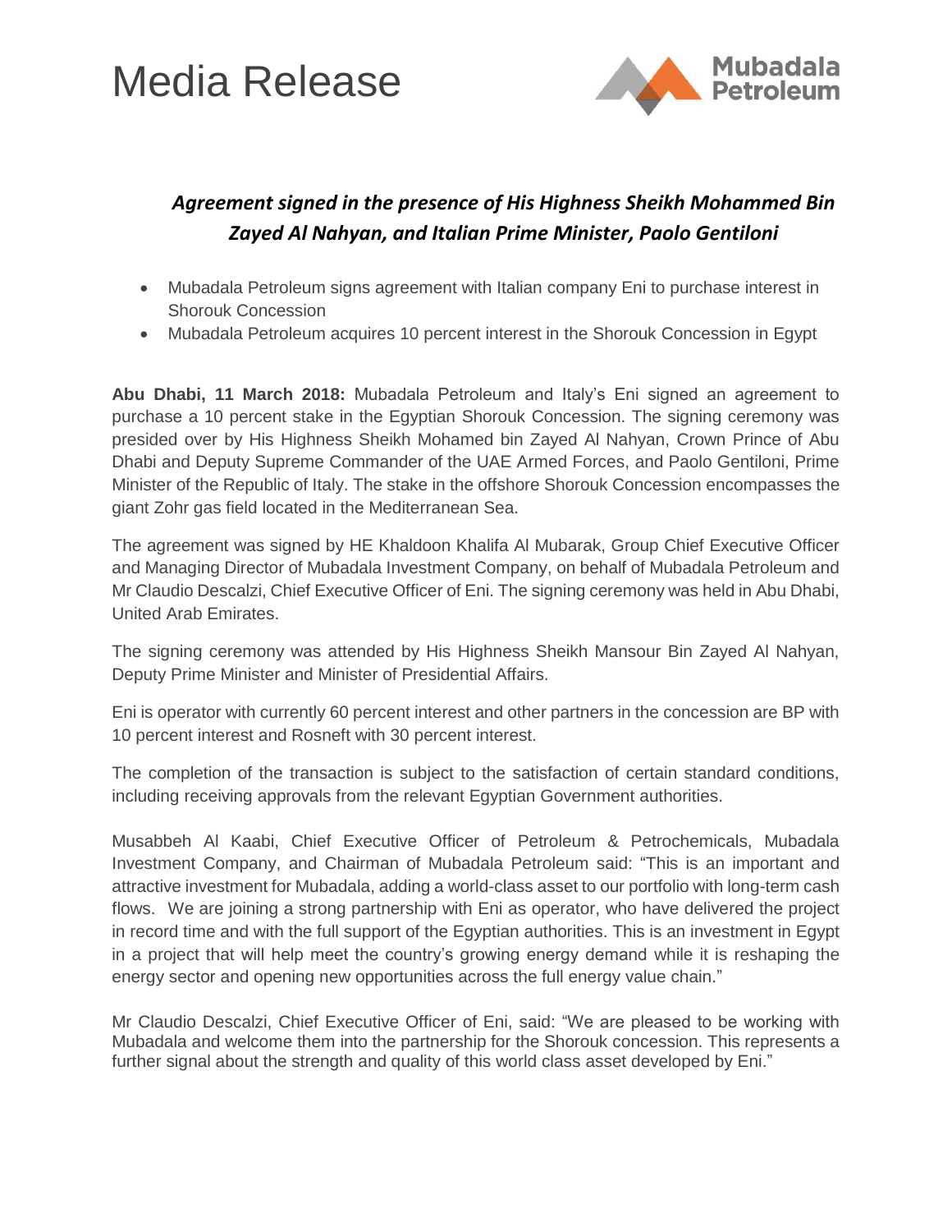# Media Release

Mubadala Petroleum

***Agreement signed in the presence of His Highness Sheikh Mohammed Bin Zayed Al Nahyan, and Italian Prime Minister, Paolo Gentiloni***

- Mubadala Petroleum signs agreement with Italian company Eni to purchase interest in Shorouk Concession
- Mubadala Petroleum acquires 10 percent interest in the Shorouk Concession in Egypt

**Abu Dhabi, 11 March 2018:** Mubadala Petroleum and Italy's Eni signed an agreement to purchase a 10 percent stake in the Egyptian Shorouk Concession. The signing ceremony was presided over by His Highness Sheikh Mohamed bin Zayed Al Nahyan, Crown Prince of Abu Dhabi and Deputy Supreme Commander of the UAE Armed Forces, and Paolo Gentiloni, Prime Minister of the Republic of Italy. The stake in the offshore Shorouk Concession encompasses the giant Zohr gas field located in the Mediterranean Sea.

The agreement was signed by HE Khaldoon Khalifa Al Mubarak, Group Chief Executive Officer and Managing Director of Mubadala Investment Company, on behalf of Mubadala Petroleum and Mr Claudio Descalzi, Chief Executive Officer of Eni. The signing ceremony was held in Abu Dhabi, United Arab Emirates.

The signing ceremony was attended by His Highness Sheikh Mansour Bin Zayed Al Nahyan, Deputy Prime Minister and Minister of Presidential Affairs.

Eni is operator with currently 60 percent interest and other partners in the concession are BP with 10 percent interest and Rosneft with 30 percent interest.

The completion of the transaction is subject to the satisfaction of certain standard conditions, including receiving approvals from the relevant Egyptian Government authorities.

Musabbeh Al Kaabi, Chief Executive Officer of Petroleum & Petrochemicals, Mubadala Investment Company, and Chairman of Mubadala Petroleum said: "This is an important and attractive investment for Mubadala, adding a world-class asset to our portfolio with long-term cash flows. We are joining a strong partnership with Eni as operator, who have delivered the project in record time and with the full support of the Egyptian authorities. This is an investment in Egypt in a project that will help meet the country's growing energy demand while it is reshaping the energy sector and opening new opportunities across the full energy value chain."

Mr Claudio Descalzi, Chief Executive Officer of Eni, said: "We are pleased to be working with Mubadala and welcome them into the partnership for the Shorouk concession. This represents a further signal about the strength and quality of this world class asset developed by Eni."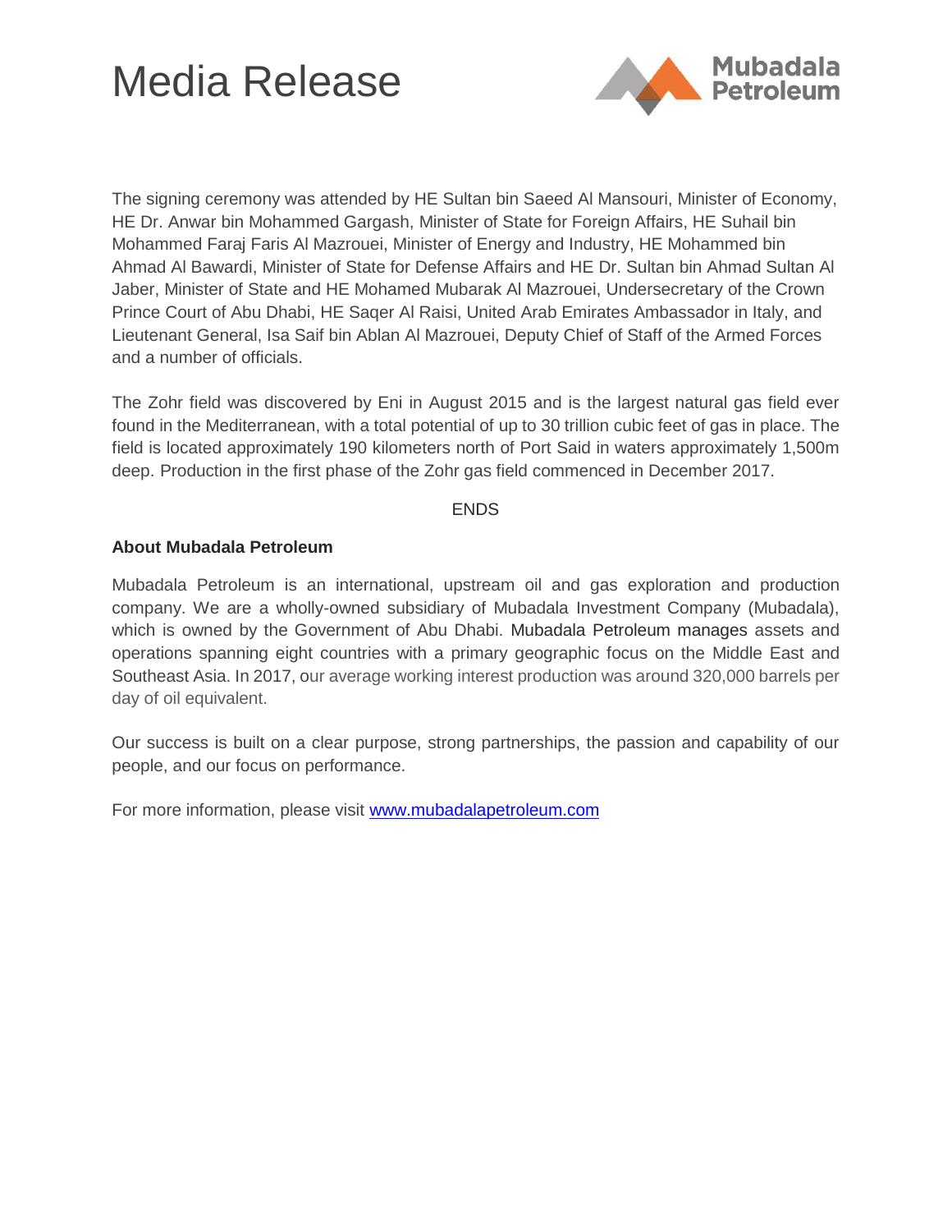The signing ceremony was attended by HE Sultan bin Saeed Al Mansouri, Minister of Economy, HE Dr. Anwar bin Mohammed Gargash, Minister of State for Foreign Affairs, HE Suhail bin Mohammed Faraj Faris Al Mazrouei, Minister of Energy and Industry, HE Mohammed bin Ahmad Al Bawardi, Minister of State for Defense Affairs and HE Dr. Sultan bin Ahmad Sultan Al Jaber, Minister of State and HE Mohamed Mubarak Al Mazrouei, Undersecretary of the Crown Prince Court of Abu Dhabi, HE Saqer Al Raisi, United Arab Emirates Ambassador in Italy, and Lieutenant General, Isa Saif bin Ablan Al Mazrouei, Deputy Chief of Staff of the Armed Forces and a number of officials.

The Zohr field was discovered by Eni in August 2015 and is the largest natural gas field ever found in the Mediterranean, with a total potential of up to 30 trillion cubic feet of gas in place. The field is located approximately 190 kilometers north of Port Said in waters approximately 1,500m deep. Production in the first phase of the Zohr gas field commenced in December 2017.

ENDS

**About Mubadala Petroleum**

Mubadala Petroleum is an international, upstream oil and gas exploration and production company. We are a wholly-owned subsidiary of Mubadala Investment Company (Mubadala), which is owned by the Government of Abu Dhabi. Mubadala Petroleum manages assets and operations spanning eight countries with a primary geographic focus on the Middle East and Southeast Asia. In 2017, our average working interest production was around 320,000 barrels per day of oil equivalent.

Our success is built on a clear purpose, strong partnerships, the passion and capability of our people, and our focus on performance.

For more information, please visit www.mubadalapetroleum.com